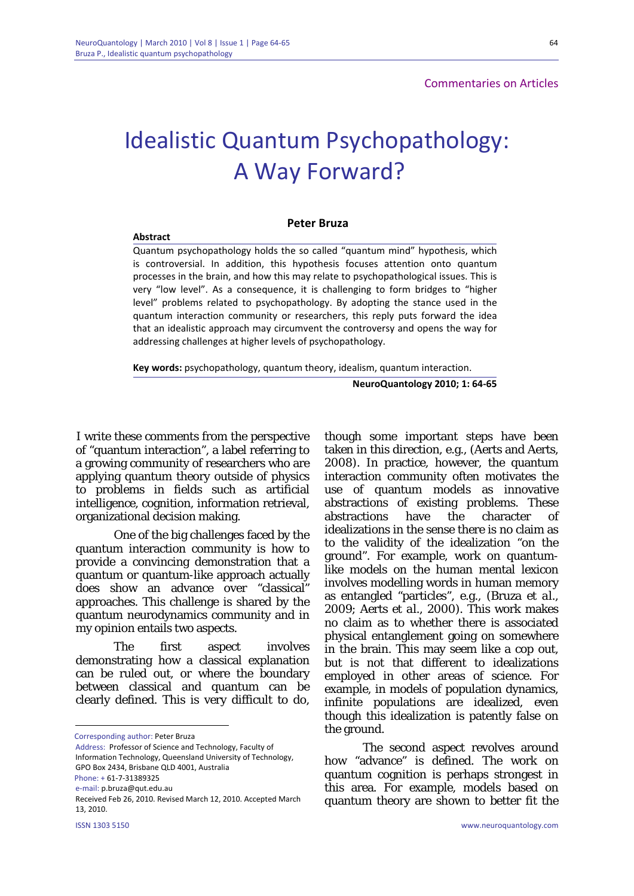Commentaries on Articles

# Idealistic Quantum Psychopathology: A Way Forward?

**Peter Bruza**

**Abstract**

Quantum psychopathology holds the so called "quantum mind" hypothesis, which is controversial. In addition, this hypothesis focuses attention onto quantum processes in the brain, and how this may relate to psychopathological issues. This is very "low level". As a consequence, it is challenging to form bridges to "higher level" problems related to psychopathology. By adopting the stance used in the quantum interaction community or researchers, this reply puts forward the idea that an idealistic approach may circumvent the controversy and opens the way for addressing challenges at higher levels of psychopathology.

**Key words:** psychopathology, quantum theory, idealism, quantum interaction.

**NeuroQuantology 2010; 1: 64-65**

I write these comments from the perspective of "quantum interaction", a label referring to a growing community of researchers who are applying quantum theory outside of physics to problems in fields such as artificial intelligence, cognition, information retrieval, organizational decision making.

One of the big challenges faced by the quantum interaction community is how to provide a convincing demonstration that a quantum or quantum-like approach actually does show an advance over "classical" approaches. This challenge is shared by the quantum neurodynamics community and in my opinion entails two aspects.

The first aspect involves demonstrating how a classical explanation can be ruled out, or where the boundary between classical and quantum can be clearly defined. This is very difficult to do, though some important steps have been taken in this direction, e.g., (Aerts and Aerts, 2008). In practice, however, the quantum interaction community often motivates the use of quantum models as innovative abstractions of existing problems. These abstractions have the character of idealizations in the sense there is no claim as to the validity of the idealization "on the ground". For example, work on quantum-like models on the human mental lexicon involves modelling words in human memory as entangled "particles", e.g., (Bruza et al., 2009; Aerts et al., 2000). This work makes no claim as to whether there is associated physical entanglement going on somewhere in the brain. This may seem like a cop out, but is not that different to idealizations employed in other areas of science. For example, in models of population dynamics, infinite populations are idealized, even though this idealization is patently false on the ground.

The second aspect revolves around how "advance" is defined. The work on quantum cognition is perhaps strongest in this area. For example, models based on quantum theory are shown to better fit the

---

Corresponding author: Peter Bruza
Address: Professor of Science and Technology, Faculty of Information Technology, Queensland University of Technology, GPO Box 2434, Brisbane QLD 4001, Australia
Phone: + 61-7-31389325
e-mail: p.bruza@qut.edu.au
Received Feb 26, 2010. Revised March 12, 2010. Accepted March 13, 2010.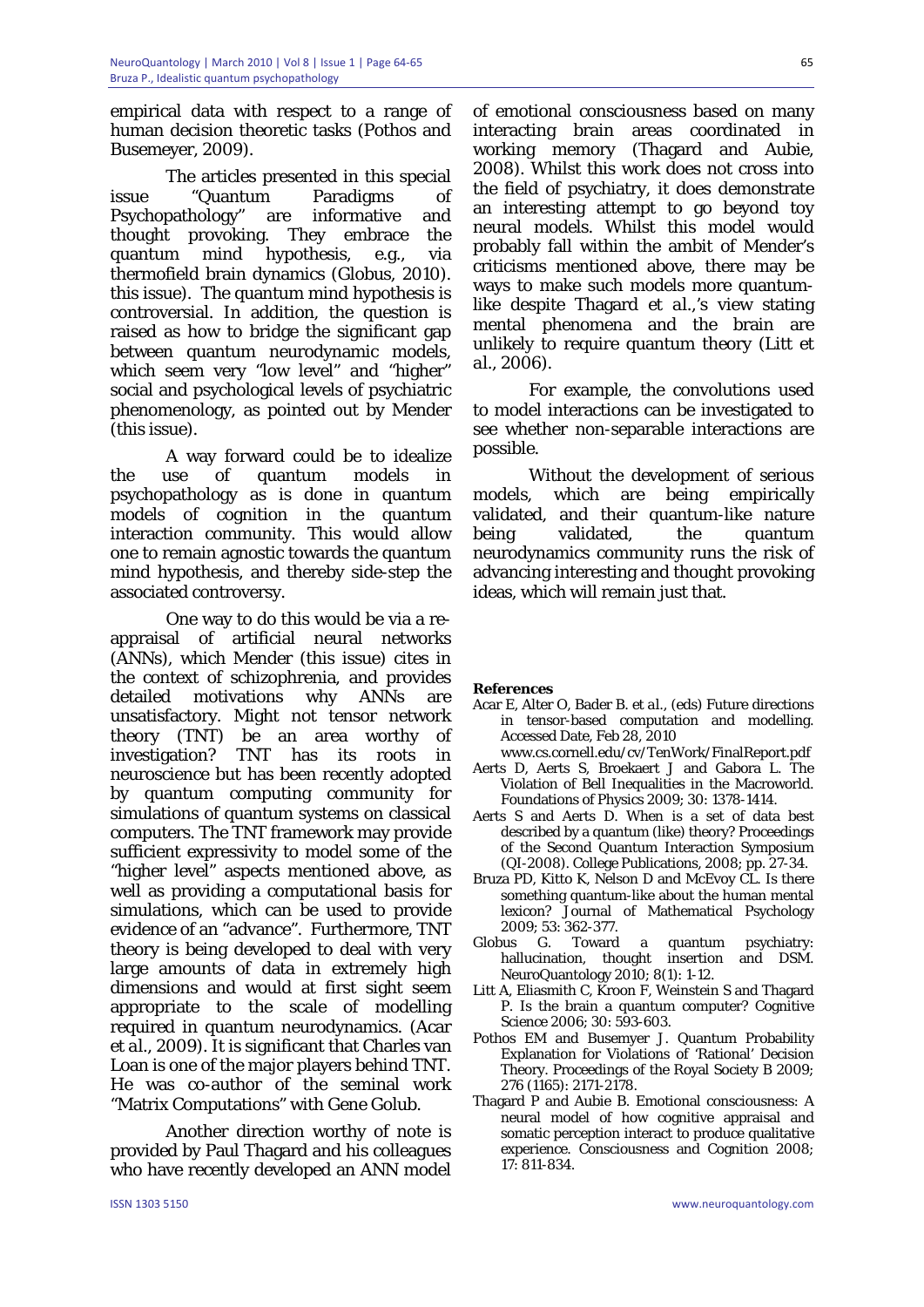empirical data with respect to a range of human decision theoretic tasks (Pothos and Busemeyer, 2009).

The articles presented in this special issue "Quantum Paradigms of Psychopathology" are informative and thought provoking. They embrace the quantum mind hypothesis, e.g., via thermofield brain dynamics (Globus, 2010). this issue). The quantum mind hypothesis is controversial. In addition, the question is raised as how to bridge the significant gap between quantum neurodynamic models, which seem very "low level" and "higher" social and psychological levels of psychiatric phenomenology, as pointed out by Mender (this issue).

A way forward could be to idealize the use of quantum models in psychopathology as is done in quantum models of cognition in the quantum interaction community. This would allow one to remain agnostic towards the quantum mind hypothesis, and thereby side-step the associated controversy.

One way to do this would be via a re-appraisal of artificial neural networks (ANNs), which Mender (this issue) cites in the context of schizophrenia, and provides detailed motivations why ANNs are unsatisfactory. Might not tensor network theory (TNT) be an area worthy of investigation? TNT has its roots in neuroscience but has been recently adopted by quantum computing community for simulations of quantum systems on classical computers. The TNT framework may provide sufficient expressivity to model some of the "higher level" aspects mentioned above, as well as providing a computational basis for simulations, which can be used to provide evidence of an "advance". Furthermore, TNT theory is being developed to deal with very large amounts of data in extremely high dimensions and would at first sight seem appropriate to the scale of modelling required in quantum neurodynamics. (Acar et al., 2009). It is significant that Charles van Loan is one of the major players behind TNT. He was co-author of the seminal work "Matrix Computations" with Gene Golub.

Another direction worthy of note is provided by Paul Thagard and his colleagues who have recently developed an ANN model of emotional consciousness based on many interacting brain areas coordinated in working memory (Thagard and Aubie, 2008). Whilst this work does not cross into the field of psychiatry, it does demonstrate an interesting attempt to go beyond toy neural models. Whilst this model would probably fall within the ambit of Mender's criticisms mentioned above, there may be ways to make such models more quantum-like despite Thagard *et al.*,'s view stating mental phenomena and the brain are unlikely to require quantum theory (Litt et al., 2006).

For example, the convolutions used to model interactions can be investigated to see whether non-separable interactions are possible.

Without the development of serious models, which are being empirically validated, and their quantum-like nature being validated, the quantum neurodynamics community runs the risk of advancing interesting and thought provoking ideas, which will remain just that.

**References**

Acar E, Alter O, Bader B. *et al.*, (eds) Future directions in tensor-based computation and modelling. Accessed Date, Feb 28, 2010 www.cs.cornell.edu/cv/TenWork/FinalReport.pdf

Aerts D, Aerts S, Broekaert J and Gabora L. The Violation of Bell Inequalities in the Macroworld. Foundations of Physics 2009; 30: 1378-1414.

Aerts S and Aerts D. When is a set of data best described by a quantum (like) theory? Proceedings of the Second Quantum Interaction Symposium (QI-2008). College Publications, 2008; pp. 27-34.

Bruza PD, Kitto K, Nelson D and McEvoy CL. Is there something quantum-like about the human mental lexicon? Journal of Mathematical Psychology 2009; 53: 362-377.

Globus G. Toward a quantum psychiatry: hallucination, thought insertion and DSM. NeuroQuantology 2010; 8(1): 1-12.

Litt A, Eliasmith C, Kroon F, Weinstein S and Thagard P. Is the brain a quantum computer? Cognitive Science 2006; 30: 593-603.

Pothos EM and Busemyer J. Quantum Probability Explanation for Violations of 'Rational' Decision Theory. Proceedings of the Royal Society B 2009; 276 (1165): 2171-2178.

Thagard P and Aubie B. Emotional consciousness: A neural model of how cognitive appraisal and somatic perception interact to produce qualitative experience. Consciousness and Cognition 2008; 17: 811-834.